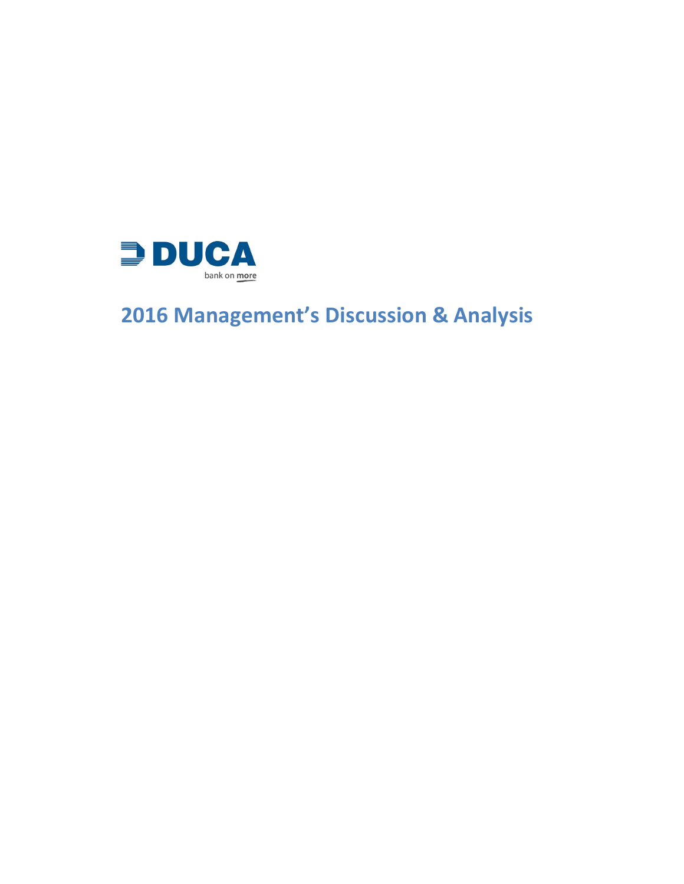DUCA

bank on more

# 2016 Management's Discussion & Analysis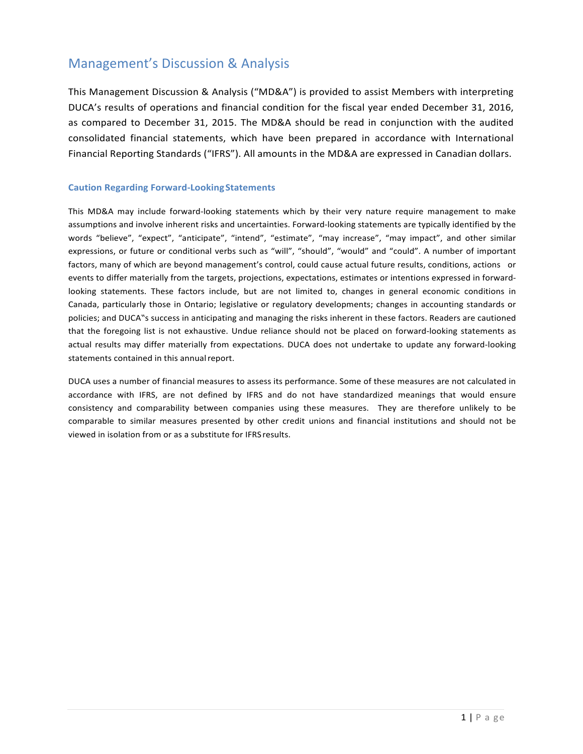# Management's Discussion & Analysis

This Management Discussion & Analysis ("MD&A") is provided to assist Members with interpreting DUCA's results of operations and financial condition for the fiscal year ended December 31, 2016, as compared to December 31, 2015. The MD&A should be read in conjunction with the audited consolidated financial statements, which have been prepared in accordance with International Financial Reporting Standards ("IFRS"). All amounts in the MD&A are expressed in Canadian dollars.

### Caution Regarding Forward-Looking Statements

This MD&A may include forward-looking statements which by their very nature require management to make assumptions and involve inherent risks and uncertainties. Forward-looking statements are typically identified by the words "believe", "expect", "anticipate", "intend", "estimate", "may increase", "may impact", and other similar expressions, or future or conditional verbs such as "will", "should", "would" and "could". A number of important factors, many of which are beyond management's control, could cause actual future results, conditions, actions or events to differ materially from the targets, projections, expectations, estimates or intentions expressed in forward-looking statements. These factors include, but are not limited to, changes in general economic conditions in Canada, particularly those in Ontario; legislative or regulatory developments; changes in accounting standards or policies; and DUCA"s success in anticipating and managing the risks inherent in these factors. Readers are cautioned that the foregoing list is not exhaustive. Undue reliance should not be placed on forward-looking statements as actual results may differ materially from expectations. DUCA does not undertake to update any forward-looking statements contained in this annual report.

DUCA uses a number of financial measures to assess its performance. Some of these measures are not calculated in accordance with IFRS, are not defined by IFRS and do not have standardized meanings that would ensure consistency and comparability between companies using these measures. They are therefore unlikely to be comparable to similar measures presented by other credit unions and financial institutions and should not be viewed in isolation from or as a substitute for IFRS results.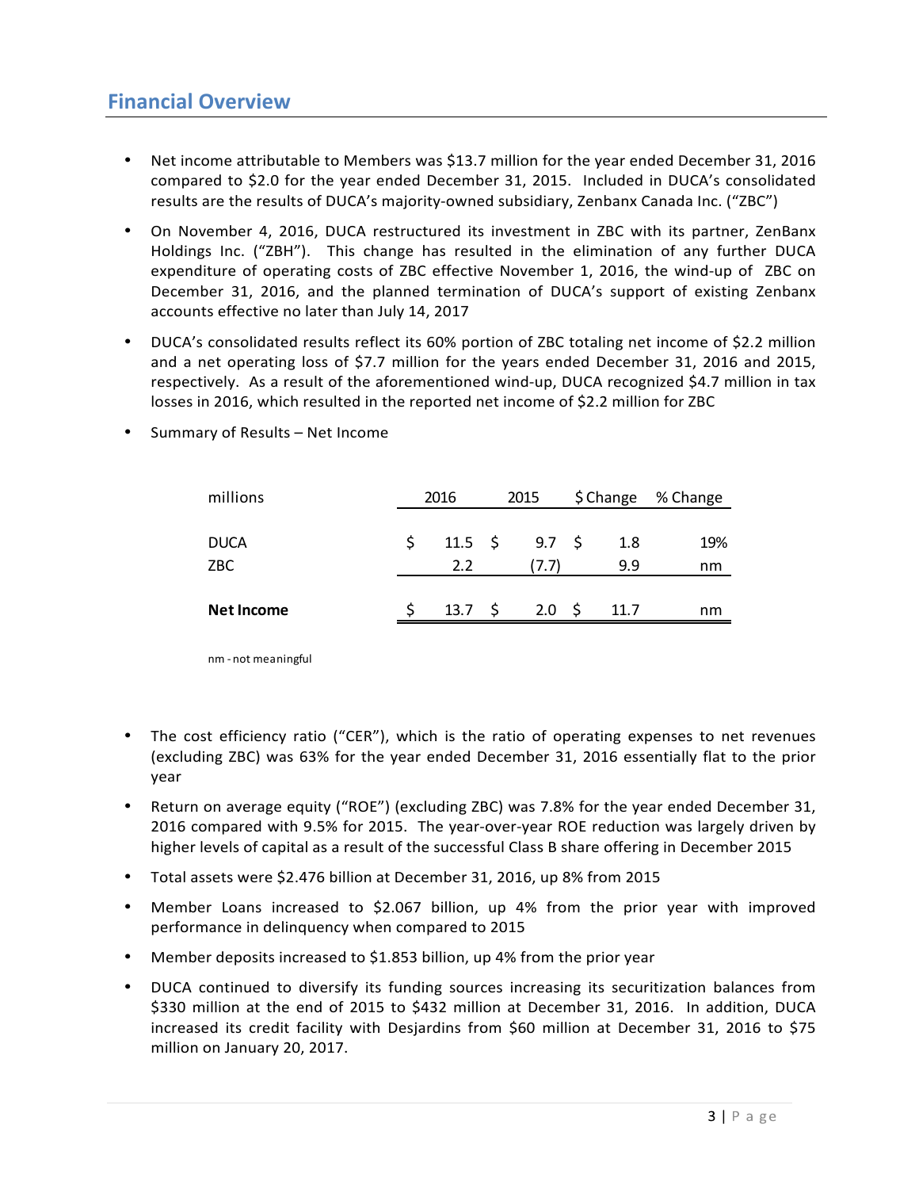## Financial Overview

- Net income attributable to Members was $13.7 million for the year ended December 31, 2016 compared to $2.0 for the year ended December 31, 2015. Included in DUCA's consolidated results are the results of DUCA's majority-owned subsidiary, Zenbanx Canada Inc. ("ZBC")
- On November 4, 2016, DUCA restructured its investment in ZBC with its partner, ZenBanx Holdings Inc. ("ZBH"). This change has resulted in the elimination of any further DUCA expenditure of operating costs of ZBC effective November 1, 2016, the wind-up of ZBC on December 31, 2016, and the planned termination of DUCA's support of existing Zenbanx accounts effective no later than July 14, 2017
- DUCA's consolidated results reflect its 60% portion of ZBC totaling net income of $2.2 million and a net operating loss of $7.7 million for the years ended December 31, 2016 and 2015, respectively. As a result of the aforementioned wind-up, DUCA recognized $4.7 million in tax losses in 2016, which resulted in the reported net income of $2.2 million for ZBC
- Summary of Results – Net Income

| millions | 2016 | 2015 | $ Change | % Change |
|---|---|---|---|---|
| DUCA | $ 11.5 | $ 9.7 | $ 1.8 | 19% |
| ZBC | 2.2 | (7.7) | 9.9 | nm |
| **Net Income** | $ 13.7 | $ 2.0 | $ 11.7 | nm |

nm - not meaningful

- The cost efficiency ratio ("CER"), which is the ratio of operating expenses to net revenues (excluding ZBC) was 63% for the year ended December 31, 2016 essentially flat to the prior year
- Return on average equity ("ROE") (excluding ZBC) was 7.8% for the year ended December 31, 2016 compared with 9.5% for 2015. The year-over-year ROE reduction was largely driven by higher levels of capital as a result of the successful Class B share offering in December 2015
- Total assets were $2.476 billion at December 31, 2016, up 8% from 2015
- Member Loans increased to $2.067 billion, up 4% from the prior year with improved performance in delinquency when compared to 2015
- Member deposits increased to $1.853 billion, up 4% from the prior year
- DUCA continued to diversify its funding sources increasing its securitization balances from $330 million at the end of 2015 to $432 million at December 31, 2016. In addition, DUCA increased its credit facility with Desjardins from $60 million at December 31, 2016 to $75 million on January 20, 2017.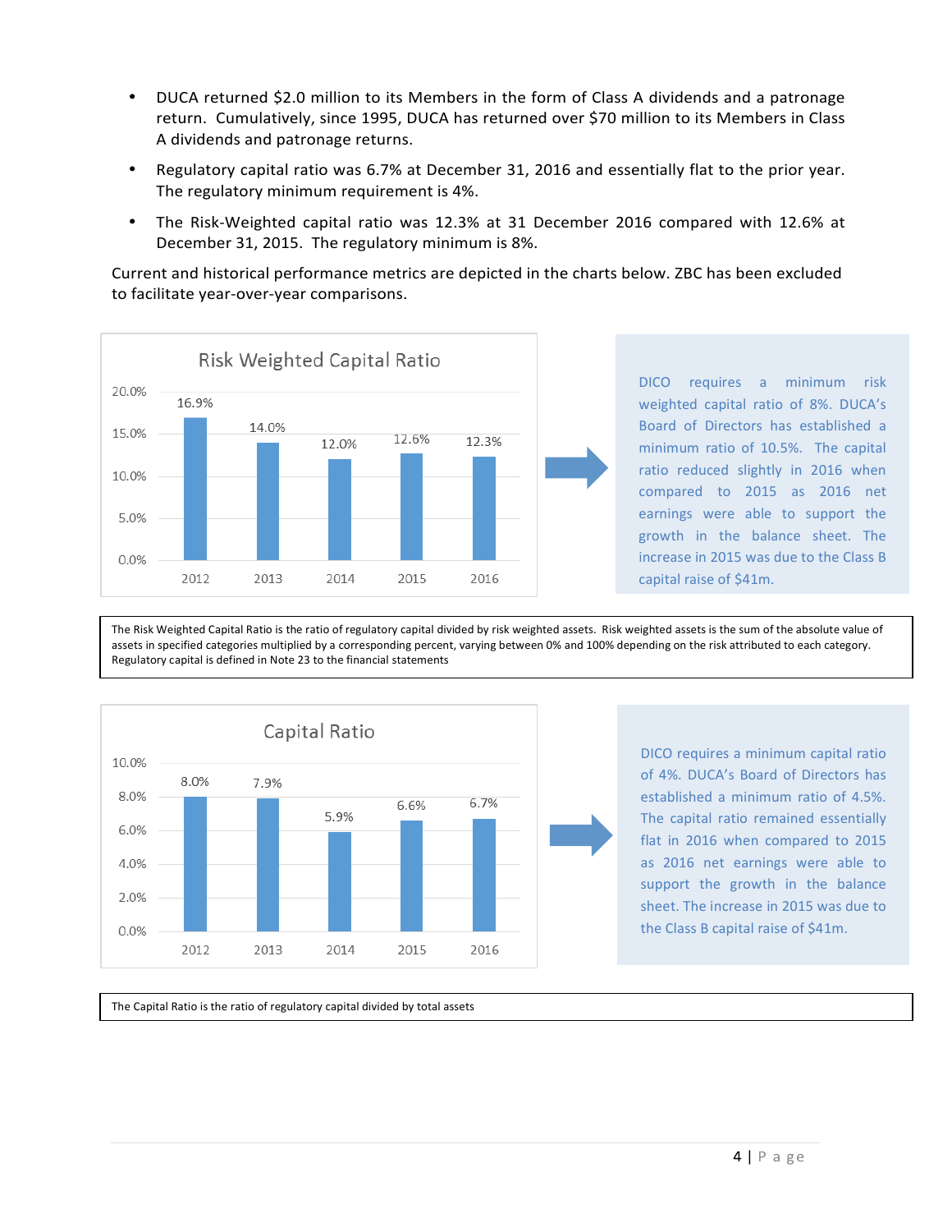- DUCA returned $2.0 million to its Members in the form of Class A dividends and a patronage return. Cumulatively, since 1995, DUCA has returned over $70 million to its Members in Class A dividends and patronage returns.
- Regulatory capital ratio was 6.7% at December 31, 2016 and essentially flat to the prior year. The regulatory minimum requirement is 4%.
- The Risk-Weighted capital ratio was 12.3% at 31 December 2016 compared with 12.6% at December 31, 2015. The regulatory minimum is 8%.

Current and historical performance metrics are depicted in the charts below. ZBC has been excluded to facilitate year-over-year comparisons.

Risk Weighted Capital Ratio

20.0%
15.0%
10.0%
5.0%
0.0%

16.9%
14.0%
12.0%
12.6%
12.3%

2012
2013
2014
2015
2016

DICO requires a minimum risk weighted capital ratio of 8%. DUCA's Board of Directors has established a minimum ratio of 10.5%. The capital ratio reduced slightly in 2016 when compared to 2015 as 2016 net earnings were able to support the growth in the balance sheet. The increase in 2015 was due to the Class B capital raise of $41m.

The Risk Weighted Capital Ratio is the ratio of regulatory capital divided by risk weighted assets. Risk weighted assets is the sum of the absolute value of assets in specified categories multiplied by a corresponding percent, varying between 0% and 100% depending on the risk attributed to each category. Regulatory capital is defined in Note 23 to the financial statements

Capital Ratio

10.0%
8.0%
6.0%
4.0%
2.0%
0.0%

8.0%
7.9%
5.9%
6.6%
6.7%

2012
2013
2014
2015
2016

DICO requires a minimum capital ratio of 4%. DUCA's Board of Directors has established a minimum ratio of 4.5%. The capital ratio remained essentially flat in 2016 when compared to 2015 as 2016 net earnings were able to support the growth in the balance sheet. The increase in 2015 was due to the Class B capital raise of $41m.

The Capital Ratio is the ratio of regulatory capital divided by total assets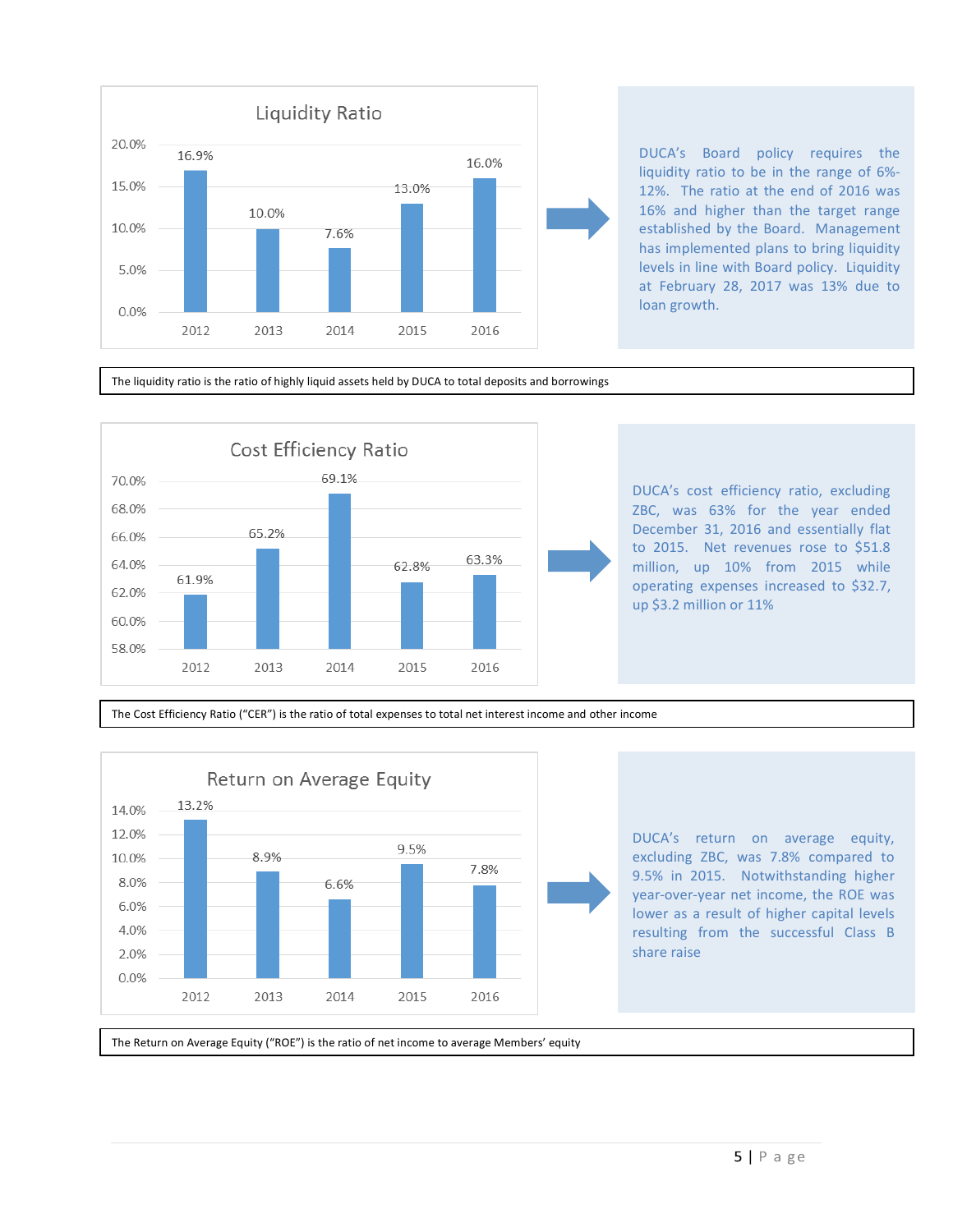Liquidity Ratio

20.0%
15.0%
10.0%
5.0%
0.0%

16.9%
10.0%
7.6%
13.0%
16.0%

2012
2013
2014
2015
2016

DUCA's Board policy requires the liquidity ratio to be in the range of 6%-12%. The ratio at the end of 2016 was 16% and higher than the target range established by the Board. Management has implemented plans to bring liquidity levels in line with Board policy. Liquidity at February 28, 2017 was 13% due to loan growth.

The liquidity ratio is the ratio of highly liquid assets held by DUCA to total deposits and borrowings

Cost Efficiency Ratio

70.0%
68.0%
66.0%
64.0%
62.0%
60.0%
58.0%

61.9%
65.2%
69.1%
62.8%
63.3%

2012
2013
2014
2015
2016

DUCA's cost efficiency ratio, excluding ZBC, was 63% for the year ended December 31, 2016 and essentially flat to 2015. Net revenues rose to $51.8 million, up 10% from 2015 while operating expenses increased to $32.7, up $3.2 million or 11%

The Cost Efficiency Ratio ("CER") is the ratio of total expenses to total net interest income and other income

Return on Average Equity

14.0%
12.0%
10.0%
8.0%
6.0%
4.0%
2.0%
0.0%

13.2%
8.9%
6.6%
9.5%
7.8%

2012
2013
2014
2015
2016

DUCA's return on average equity, excluding ZBC, was 7.8% compared to 9.5% in 2015. Notwithstanding higher year-over-year net income, the ROE was lower as a result of higher capital levels resulting from the successful Class B share raise

The Return on Average Equity ("ROE") is the ratio of net income to average Members' equity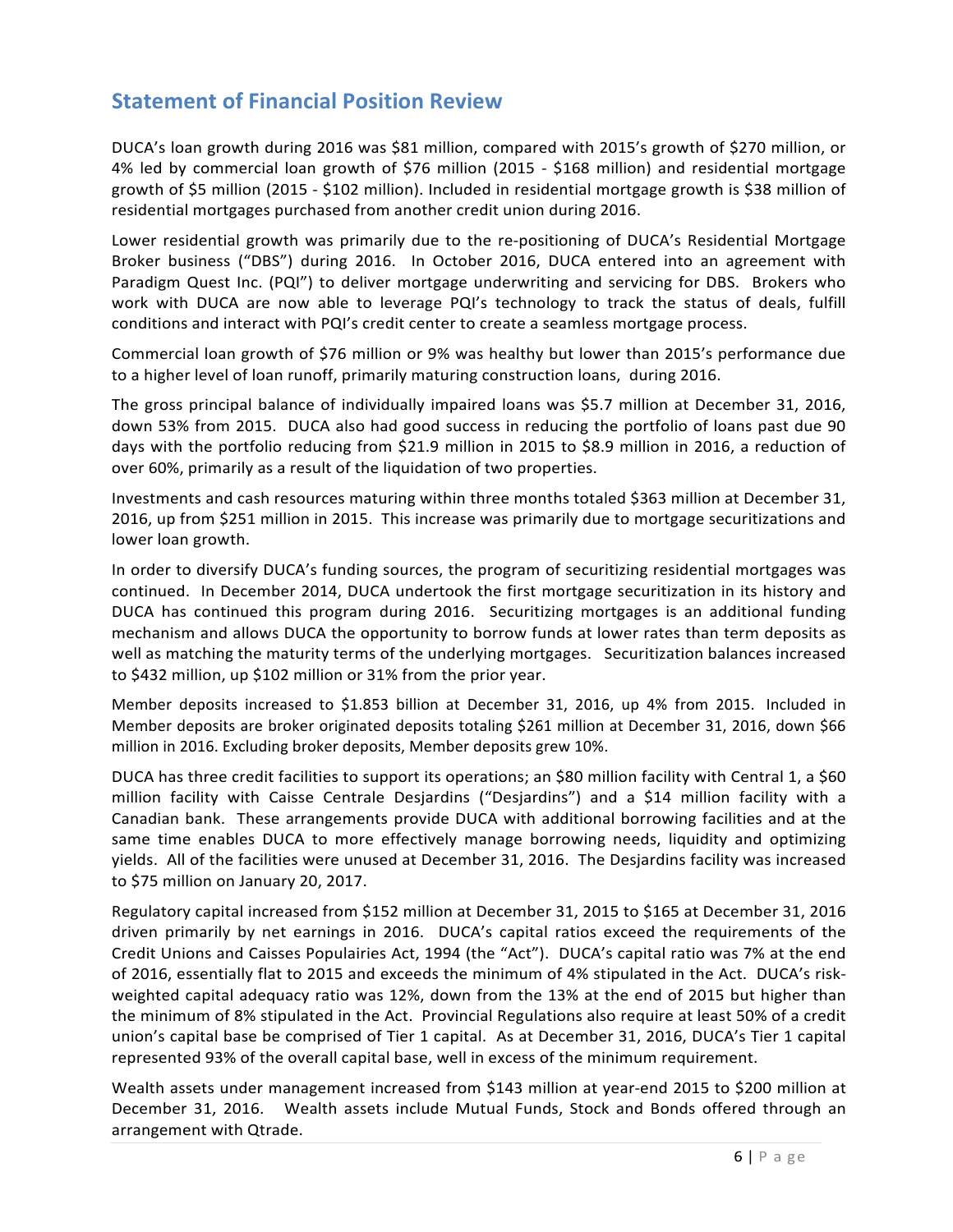## Statement of Financial Position Review

DUCA's loan growth during 2016 was $81 million, compared with 2015's growth of $270 million, or 4% led by commercial loan growth of $76 million (2015 - $168 million) and residential mortgage growth of $5 million (2015 - $102 million). Included in residential mortgage growth is $38 million of residential mortgages purchased from another credit union during 2016.

Lower residential growth was primarily due to the re-positioning of DUCA's Residential Mortgage Broker business ("DBS") during 2016. In October 2016, DUCA entered into an agreement with Paradigm Quest Inc. (PQI") to deliver mortgage underwriting and servicing for DBS. Brokers who work with DUCA are now able to leverage PQI's technology to track the status of deals, fulfill conditions and interact with PQI's credit center to create a seamless mortgage process.

Commercial loan growth of $76 million or 9% was healthy but lower than 2015's performance due to a higher level of loan runoff, primarily maturing construction loans, during 2016.

The gross principal balance of individually impaired loans was $5.7 million at December 31, 2016, down 53% from 2015. DUCA also had good success in reducing the portfolio of loans past due 90 days with the portfolio reducing from $21.9 million in 2015 to $8.9 million in 2016, a reduction of over 60%, primarily as a result of the liquidation of two properties.

Investments and cash resources maturing within three months totaled $363 million at December 31, 2016, up from $251 million in 2015. This increase was primarily due to mortgage securitizations and lower loan growth.

In order to diversify DUCA's funding sources, the program of securitizing residential mortgages was continued. In December 2014, DUCA undertook the first mortgage securitization in its history and DUCA has continued this program during 2016. Securitizing mortgages is an additional funding mechanism and allows DUCA the opportunity to borrow funds at lower rates than term deposits as well as matching the maturity terms of the underlying mortgages. Securitization balances increased to $432 million, up $102 million or 31% from the prior year.

Member deposits increased to $1.853 billion at December 31, 2016, up 4% from 2015. Included in Member deposits are broker originated deposits totaling $261 million at December 31, 2016, down $66 million in 2016. Excluding broker deposits, Member deposits grew 10%.

DUCA has three credit facilities to support its operations; an $80 million facility with Central 1, a $60 million facility with Caisse Centrale Desjardins ("Desjardins") and a $14 million facility with a Canadian bank. These arrangements provide DUCA with additional borrowing facilities and at the same time enables DUCA to more effectively manage borrowing needs, liquidity and optimizing yields. All of the facilities were unused at December 31, 2016. The Desjardins facility was increased to $75 million on January 20, 2017.

Regulatory capital increased from $152 million at December 31, 2015 to $165 at December 31, 2016 driven primarily by net earnings in 2016. DUCA's capital ratios exceed the requirements of the Credit Unions and Caisses Populaires Act, 1994 (the "Act"). DUCA's capital ratio was 7% at the end of 2016, essentially flat to 2015 and exceeds the minimum of 4% stipulated in the Act. DUCA's risk-weighted capital adequacy ratio was 12%, down from the 13% at the end of 2015 but higher than the minimum of 8% stipulated in the Act. Provincial Regulations also require at least 50% of a credit union's capital base be comprised of Tier 1 capital. As at December 31, 2016, DUCA's Tier 1 capital represented 93% of the overall capital base, well in excess of the minimum requirement.

Wealth assets under management increased from $143 million at year-end 2015 to $200 million at December 31, 2016. Wealth assets include Mutual Funds, Stock and Bonds offered through an arrangement with Qtrade.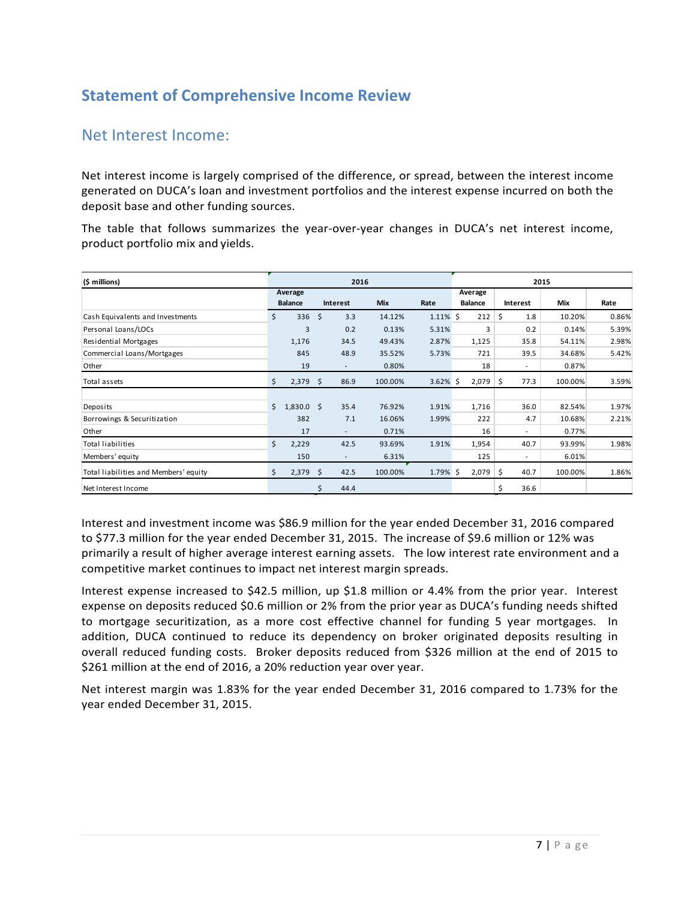## Statement of Comprehensive Income Review

### Net Interest Income:

Net interest income is largely comprised of the difference, or spread, between the interest income generated on DUCA's loan and investment portfolios and the interest expense incurred on both the deposit base and other funding sources.

The table that follows summarizes the year-over-year changes in DUCA's net interest income, product portfolio mix and yields.

| ($ millions) | 2016 | | | | 2015 | | | |
|---|---|---|---|---|---|---|---|---|
| | Average Balance | Interest | Mix | Rate | Average Balance | Interest | Mix | Rate |
| Cash Equivalents and Investments | $ 336 | $ 3.3 | 14.12% | 1.11% | $ 212 | $ 1.8 | 10.20% | 0.86% |
| Personal Loans/LOCs | 3 | 0.2 | 0.13% | 5.31% | 3 | 0.2 | 0.14% | 5.39% |
| Residential Mortgages | 1,176 | 34.5 | 49.43% | 2.87% | 1,125 | 35.8 | 54.11% | 2.98% |
| Commercial Loans/Mortgages | 845 | 48.9 | 35.52% | 5.73% | 721 | 39.5 | 34.68% | 5.42% |
| Other | 19 | - | 0.80% | | 18 | - | 0.87% | |
| Total assets | $ 2,379 | $ 86.9 | 100.00% | 3.62% | $ 2,079 | $ 77.3 | 100.00% | 3.59% |
| | | | | | | | | |
| Deposits | $ 1,830.0 | $ 35.4 | 76.92% | 1.91% | 1,716 | 36.0 | 82.54% | 1.97% |
| Borrowings & Securitization | 382 | 7.1 | 16.06% | 1.99% | 222 | 4.7 | 10.68% | 2.21% |
| Other | 17 | - | 0.71% | | 16 | - | 0.77% | |
| Total liabilities | $ 2,229 | 42.5 | 93.69% | 1.91% | 1,954 | 40.7 | 93.99% | 1.98% |
| Members' equity | 150 | - | 6.31% | | 125 | - | 6.01% | |
| Total liabilities and Members' equity | $ 2,379 | $ 42.5 | 100.00% | 1.79% | $ 2,079 | $ 40.7 | 100.00% | 1.86% |
| Net Interest Income | | $ 44.4 | | | | $ 36.6 | | |

Interest and investment income was $86.9 million for the year ended December 31, 2016 compared to $77.3 million for the year ended December 31, 2015. The increase of $9.6 million or 12% was primarily a result of higher average interest earning assets. The low interest rate environment and a competitive market continues to impact net interest margin spreads.

Interest expense increased to $42.5 million, up $1.8 million or 4.4% from the prior year. Interest expense on deposits reduced $0.6 million or 2% from the prior year as DUCA's funding needs shifted to mortgage securitization, as a more cost effective channel for funding 5 year mortgages. In addition, DUCA continued to reduce its dependency on broker originated deposits resulting in overall reduced funding costs. Broker deposits reduced from $326 million at the end of 2015 to $261 million at the end of 2016, a 20% reduction year over year.

Net interest margin was 1.83% for the year ended December 31, 2016 compared to 1.73% for the year ended December 31, 2015.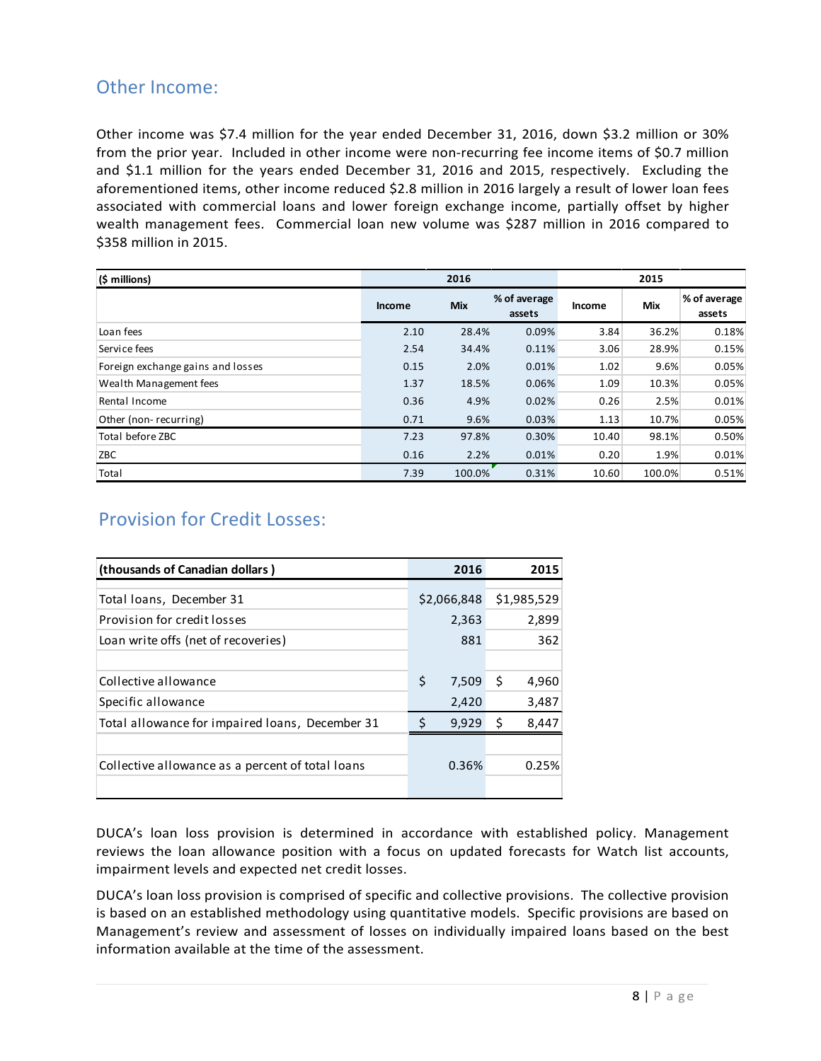## Other Income:

Other income was $7.4 million for the year ended December 31, 2016, down $3.2 million or 30% from the prior year. Included in other income were non-recurring fee income items of $0.7 million and $1.1 million for the years ended December 31, 2016 and 2015, respectively. Excluding the aforementioned items, other income reduced $2.8 million in 2016 largely a result of lower loan fees associated with commercial loans and lower foreign exchange income, partially offset by higher wealth management fees. Commercial loan new volume was $287 million in 2016 compared to $358 million in 2015.

| ($ millions) | 2016 | | | 2015 | | |
|---|---|---|---|---|---|---|
| | Income | Mix | % of average assets | Income | Mix | % of average assets |
| Loan fees | 2.10 | 28.4% | 0.09% | 3.84 | 36.2% | 0.18% |
| Service fees | 2.54 | 34.4% | 0.11% | 3.06 | 28.9% | 0.15% |
| Foreign exchange gains and losses | 0.15 | 2.0% | 0.01% | 1.02 | 9.6% | 0.05% |
| Wealth Management fees | 1.37 | 18.5% | 0.06% | 1.09 | 10.3% | 0.05% |
| Rental Income | 0.36 | 4.9% | 0.02% | 0.26 | 2.5% | 0.01% |
| Other (non- recurring) | 0.71 | 9.6% | 0.03% | 1.13 | 10.7% | 0.05% |
| Total before ZBC | 7.23 | 97.8% | 0.30% | 10.40 | 98.1% | 0.50% |
| ZBC | 0.16 | 2.2% | 0.01% | 0.20 | 1.9% | 0.01% |
| Total | 7.39 | 100.0% | 0.31% | 10.60 | 100.0% | 0.51% |

## Provision for Credit Losses:

| (thousands of Canadian dollars ) | 2016 | 2015 |
|---|---|---|
| Total loans, December 31 | $2,066,848 | $1,985,529 |
| Provision for credit losses | 2,363 | 2,899 |
| Loan write offs (net of recoveries) | 881 | 362 |
| | | |
| Collective allowance | $ 7,509 | $ 4,960 |
| Specific allowance | 2,420 | 3,487 |
| Total allowance for impaired loans, December 31 | $ 9,929 | $ 8,447 |
| | | |
| Collective allowance as a percent of total loans | 0.36% | 0.25% |

DUCA's loan loss provision is determined in accordance with established policy. Management reviews the loan allowance position with a focus on updated forecasts for Watch list accounts, impairment levels and expected net credit losses.

DUCA's loan loss provision is comprised of specific and collective provisions. The collective provision is based on an established methodology using quantitative models. Specific provisions are based on Management's review and assessment of losses on individually impaired loans based on the best information available at the time of the assessment.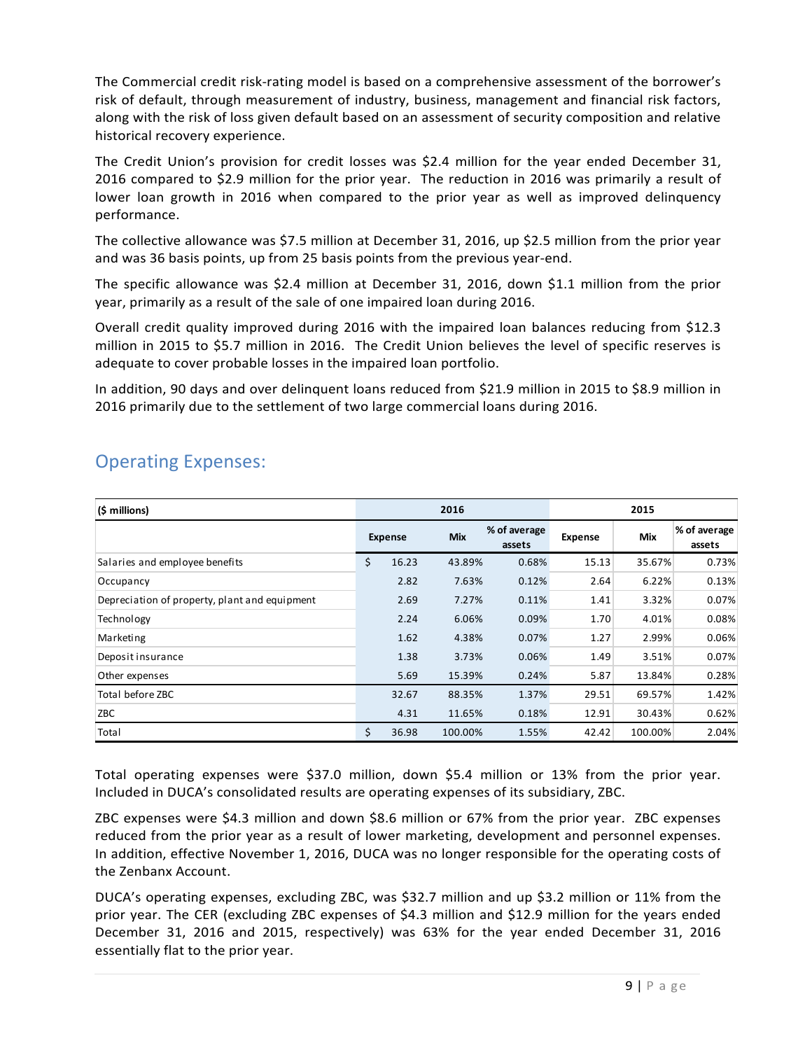The Commercial credit risk-rating model is based on a comprehensive assessment of the borrower's risk of default, through measurement of industry, business, management and financial risk factors, along with the risk of loss given default based on an assessment of security composition and relative historical recovery experience.

The Credit Union's provision for credit losses was $2.4 million for the year ended December 31, 2016 compared to $2.9 million for the prior year. The reduction in 2016 was primarily a result of lower loan growth in 2016 when compared to the prior year as well as improved delinquency performance.

The collective allowance was $7.5 million at December 31, 2016, up $2.5 million from the prior year and was 36 basis points, up from 25 basis points from the previous year-end.

The specific allowance was $2.4 million at December 31, 2016, down $1.1 million from the prior year, primarily as a result of the sale of one impaired loan during 2016.

Overall credit quality improved during 2016 with the impaired loan balances reducing from $12.3 million in 2015 to $5.7 million in 2016. The Credit Union believes the level of specific reserves is adequate to cover probable losses in the impaired loan portfolio.

In addition, 90 days and over delinquent loans reduced from $21.9 million in 2015 to $8.9 million in 2016 primarily due to the settlement of two large commercial loans during 2016.

## Operating Expenses:

| ($ millions) | 2016 | | | 2015 | | |
|---|---|---|---|---|---|---|
| | Expense | Mix | % of average assets | Expense | Mix | % of average assets |
| Salaries and employee benefits | $ 16.23 | 43.89% | 0.68% | 15.13 | 35.67% | 0.73% |
| Occupancy | 2.82 | 7.63% | 0.12% | 2.64 | 6.22% | 0.13% |
| Depreciation of property, plant and equipment | 2.69 | 7.27% | 0.11% | 1.41 | 3.32% | 0.07% |
| Technology | 2.24 | 6.06% | 0.09% | 1.70 | 4.01% | 0.08% |
| Marketing | 1.62 | 4.38% | 0.07% | 1.27 | 2.99% | 0.06% |
| Deposit insurance | 1.38 | 3.73% | 0.06% | 1.49 | 3.51% | 0.07% |
| Other expenses | 5.69 | 15.39% | 0.24% | 5.87 | 13.84% | 0.28% |
| Total before ZBC | 32.67 | 88.35% | 1.37% | 29.51 | 69.57% | 1.42% |
| ZBC | 4.31 | 11.65% | 0.18% | 12.91 | 30.43% | 0.62% |
| Total | $ 36.98 | 100.00% | 1.55% | 42.42 | 100.00% | 2.04% |

Total operating expenses were $37.0 million, down $5.4 million or 13% from the prior year. Included in DUCA's consolidated results are operating expenses of its subsidiary, ZBC.

ZBC expenses were $4.3 million and down $8.6 million or 67% from the prior year. ZBC expenses reduced from the prior year as a result of lower marketing, development and personnel expenses. In addition, effective November 1, 2016, DUCA was no longer responsible for the operating costs of the Zenbanx Account.

DUCA's operating expenses, excluding ZBC, was $32.7 million and up $3.2 million or 11% from the prior year. The CER (excluding ZBC expenses of $4.3 million and $12.9 million for the years ended December 31, 2016 and 2015, respectively) was 63% for the year ended December 31, 2016 essentially flat to the prior year.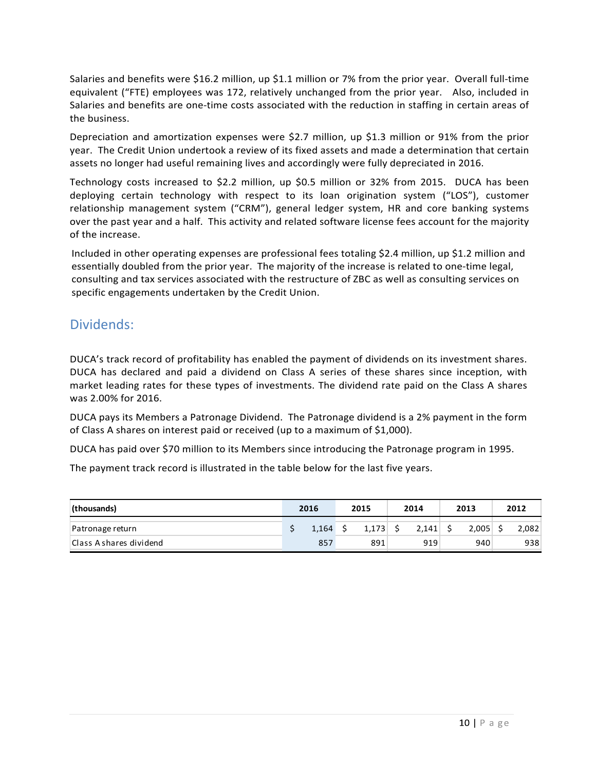Salaries and benefits were $16.2 million, up $1.1 million or 7% from the prior year. Overall full-time equivalent ("FTE) employees was 172, relatively unchanged from the prior year. Also, included in Salaries and benefits are one-time costs associated with the reduction in staffing in certain areas of the business.

Depreciation and amortization expenses were $2.7 million, up $1.3 million or 91% from the prior year. The Credit Union undertook a review of its fixed assets and made a determination that certain assets no longer had useful remaining lives and accordingly were fully depreciated in 2016.

Technology costs increased to $2.2 million, up $0.5 million or 32% from 2015. DUCA has been deploying certain technology with respect to its loan origination system ("LOS"), customer relationship management system ("CRM"), general ledger system, HR and core banking systems over the past year and a half. This activity and related software license fees account for the majority of the increase.

Included in other operating expenses are professional fees totaling $2.4 million, up $1.2 million and essentially doubled from the prior year. The majority of the increase is related to one-time legal, consulting and tax services associated with the restructure of ZBC as well as consulting services on specific engagements undertaken by the Credit Union.

## Dividends:

DUCA's track record of profitability has enabled the payment of dividends on its investment shares. DUCA has declared and paid a dividend on Class A series of these shares since inception, with market leading rates for these types of investments. The dividend rate paid on the Class A shares was 2.00% for 2016.

DUCA pays its Members a Patronage Dividend. The Patronage dividend is a 2% payment in the form of Class A shares on interest paid or received (up to a maximum of $1,000).

DUCA has paid over $70 million to its Members since introducing the Patronage program in 1995.

The payment track record is illustrated in the table below for the last five years.

| (thousands) | 2016 | 2015 | 2014 | 2013 | 2012 |
|---|---|---|---|---|---|
| Patronage return | $ 1,164 | $ 1,173 | $ 2,141 | $ 2,005 | $ 2,082 |
| Class A shares dividend | 857 | 891 | 919 | 940 | 938 |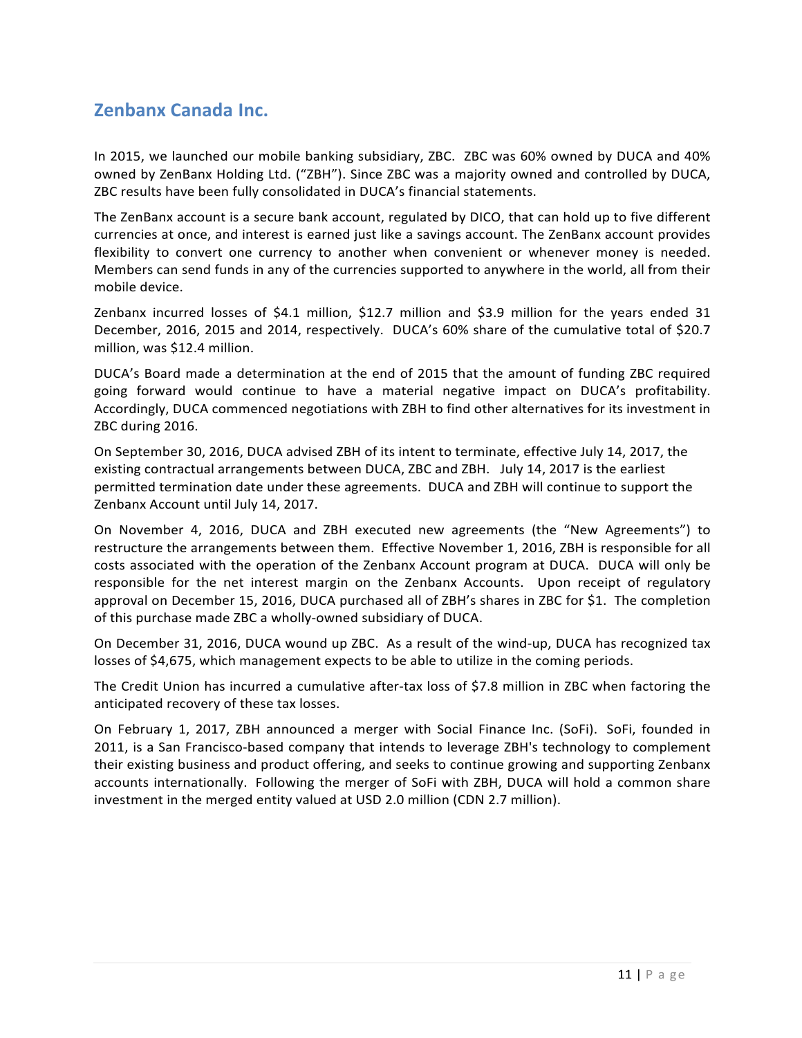## Zenbanx Canada Inc.

In 2015, we launched our mobile banking subsidiary, ZBC. ZBC was 60% owned by DUCA and 40% owned by ZenBanx Holding Ltd. ("ZBH"). Since ZBC was a majority owned and controlled by DUCA, ZBC results have been fully consolidated in DUCA's financial statements.

The ZenBanx account is a secure bank account, regulated by DICO, that can hold up to five different currencies at once, and interest is earned just like a savings account. The ZenBanx account provides flexibility to convert one currency to another when convenient or whenever money is needed. Members can send funds in any of the currencies supported to anywhere in the world, all from their mobile device.

Zenbanx incurred losses of $4.1 million, $12.7 million and $3.9 million for the years ended 31 December, 2016, 2015 and 2014, respectively. DUCA's 60% share of the cumulative total of $20.7 million, was $12.4 million.

DUCA's Board made a determination at the end of 2015 that the amount of funding ZBC required going forward would continue to have a material negative impact on DUCA's profitability. Accordingly, DUCA commenced negotiations with ZBH to find other alternatives for its investment in ZBC during 2016.

On September 30, 2016, DUCA advised ZBH of its intent to terminate, effective July 14, 2017, the existing contractual arrangements between DUCA, ZBC and ZBH. July 14, 2017 is the earliest permitted termination date under these agreements. DUCA and ZBH will continue to support the Zenbanx Account until July 14, 2017.

On November 4, 2016, DUCA and ZBH executed new agreements (the "New Agreements") to restructure the arrangements between them. Effective November 1, 2016, ZBH is responsible for all costs associated with the operation of the Zenbanx Account program at DUCA. DUCA will only be responsible for the net interest margin on the Zenbanx Accounts. Upon receipt of regulatory approval on December 15, 2016, DUCA purchased all of ZBH's shares in ZBC for $1. The completion of this purchase made ZBC a wholly-owned subsidiary of DUCA.

On December 31, 2016, DUCA wound up ZBC. As a result of the wind-up, DUCA has recognized tax losses of $4,675, which management expects to be able to utilize in the coming periods.

The Credit Union has incurred a cumulative after-tax loss of $7.8 million in ZBC when factoring the anticipated recovery of these tax losses.

On February 1, 2017, ZBH announced a merger with Social Finance Inc. (SoFi). SoFi, founded in 2011, is a San Francisco-based company that intends to leverage ZBH's technology to complement their existing business and product offering, and seeks to continue growing and supporting Zenbanx accounts internationally. Following the merger of SoFi with ZBH, DUCA will hold a common share investment in the merged entity valued at USD 2.0 million (CDN 2.7 million).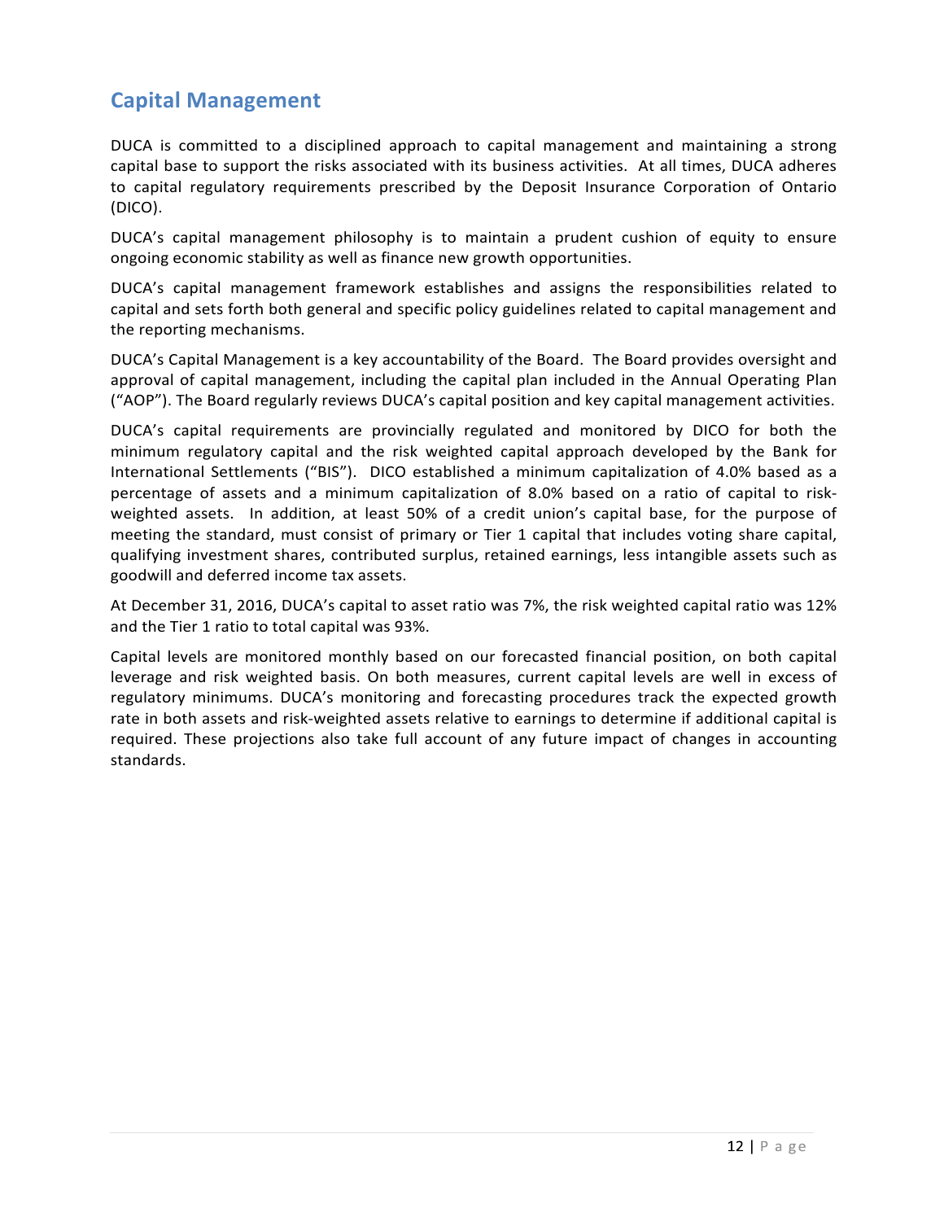## Capital Management

DUCA is committed to a disciplined approach to capital management and maintaining a strong capital base to support the risks associated with its business activities. At all times, DUCA adheres to capital regulatory requirements prescribed by the Deposit Insurance Corporation of Ontario (DICO).

DUCA's capital management philosophy is to maintain a prudent cushion of equity to ensure ongoing economic stability as well as finance new growth opportunities.

DUCA's capital management framework establishes and assigns the responsibilities related to capital and sets forth both general and specific policy guidelines related to capital management and the reporting mechanisms.

DUCA's Capital Management is a key accountability of the Board. The Board provides oversight and approval of capital management, including the capital plan included in the Annual Operating Plan ("AOP"). The Board regularly reviews DUCA's capital position and key capital management activities.

DUCA's capital requirements are provincially regulated and monitored by DICO for both the minimum regulatory capital and the risk weighted capital approach developed by the Bank for International Settlements ("BIS"). DICO established a minimum capitalization of 4.0% based as a percentage of assets and a minimum capitalization of 8.0% based on a ratio of capital to risk-weighted assets. In addition, at least 50% of a credit union's capital base, for the purpose of meeting the standard, must consist of primary or Tier 1 capital that includes voting share capital, qualifying investment shares, contributed surplus, retained earnings, less intangible assets such as goodwill and deferred income tax assets.

At December 31, 2016, DUCA's capital to asset ratio was 7%, the risk weighted capital ratio was 12% and the Tier 1 ratio to total capital was 93%.

Capital levels are monitored monthly based on our forecasted financial position, on both capital leverage and risk weighted basis. On both measures, current capital levels are well in excess of regulatory minimums. DUCA's monitoring and forecasting procedures track the expected growth rate in both assets and risk-weighted assets relative to earnings to determine if additional capital is required. These projections also take full account of any future impact of changes in accounting standards.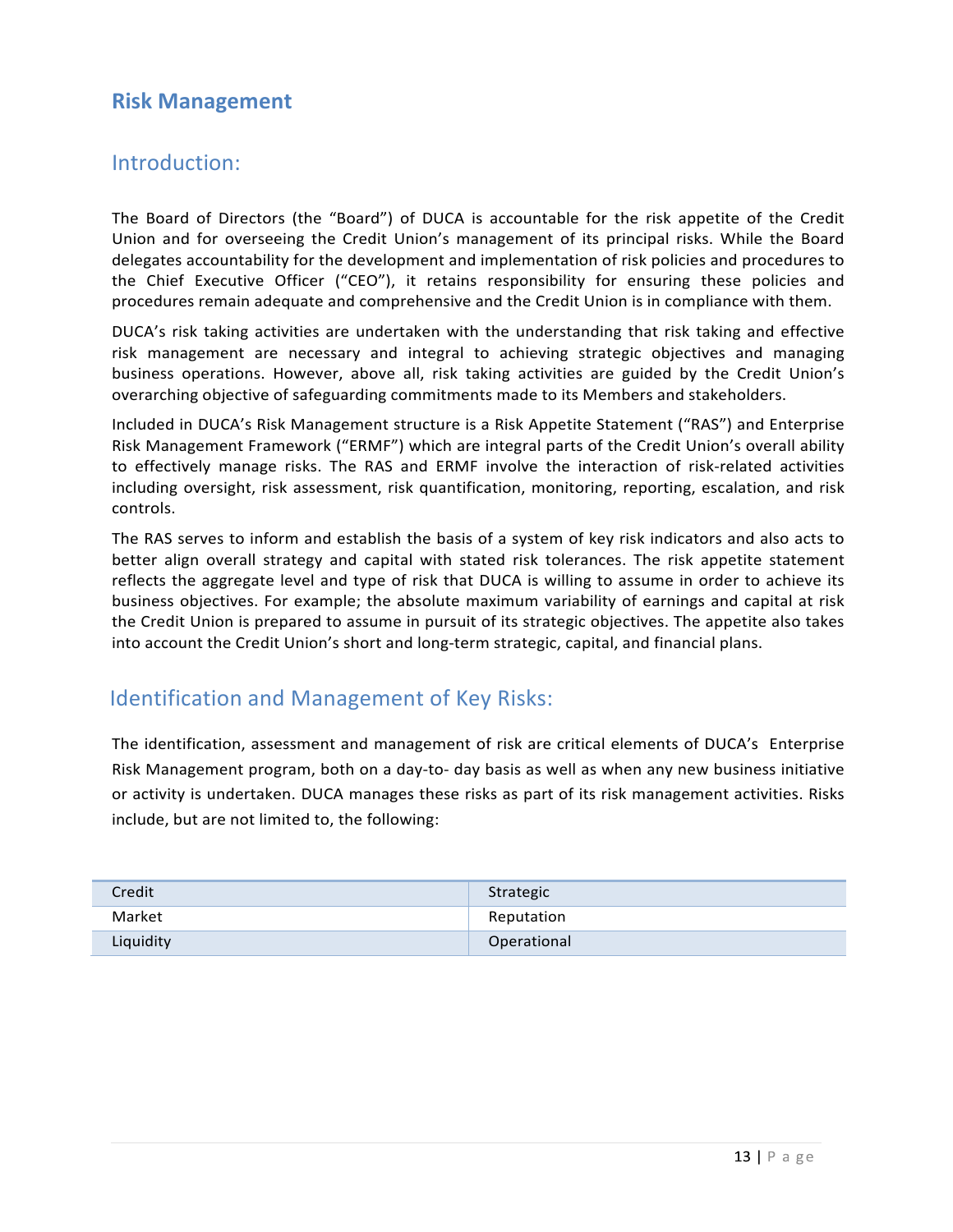# Risk Management

## Introduction:

The Board of Directors (the "Board") of DUCA is accountable for the risk appetite of the Credit Union and for overseeing the Credit Union's management of its principal risks. While the Board delegates accountability for the development and implementation of risk policies and procedures to the Chief Executive Officer ("CEO"), it retains responsibility for ensuring these policies and procedures remain adequate and comprehensive and the Credit Union is in compliance with them.

DUCA's risk taking activities are undertaken with the understanding that risk taking and effective risk management are necessary and integral to achieving strategic objectives and managing business operations. However, above all, risk taking activities are guided by the Credit Union's overarching objective of safeguarding commitments made to its Members and stakeholders.

Included in DUCA's Risk Management structure is a Risk Appetite Statement ("RAS") and Enterprise Risk Management Framework ("ERMF") which are integral parts of the Credit Union's overall ability to effectively manage risks. The RAS and ERMF involve the interaction of risk-related activities including oversight, risk assessment, risk quantification, monitoring, reporting, escalation, and risk controls.

The RAS serves to inform and establish the basis of a system of key risk indicators and also acts to better align overall strategy and capital with stated risk tolerances. The risk appetite statement reflects the aggregate level and type of risk that DUCA is willing to assume in order to achieve its business objectives. For example; the absolute maximum variability of earnings and capital at risk the Credit Union is prepared to assume in pursuit of its strategic objectives. The appetite also takes into account the Credit Union's short and long-term strategic, capital, and financial plans.

## Identification and Management of Key Risks:

The identification, assessment and management of risk are critical elements of DUCA's Enterprise Risk Management program, both on a day-to- day basis as well as when any new business initiative or activity is undertaken. DUCA manages these risks as part of its risk management activities. Risks include, but are not limited to, the following:

| | |
|---|---|
| Credit | Strategic |
| Market | Reputation |
| Liquidity | Operational |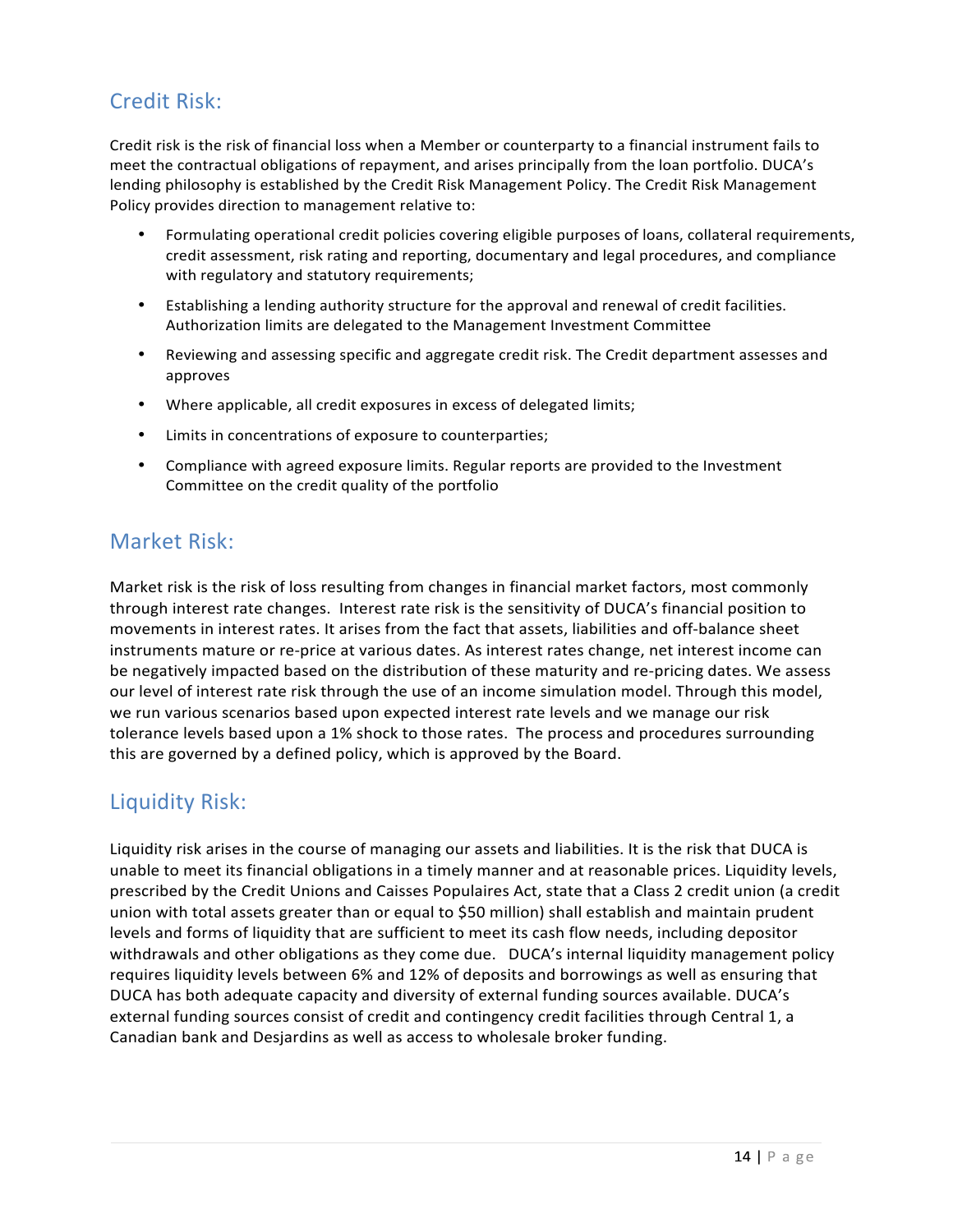## Credit Risk:

Credit risk is the risk of financial loss when a Member or counterparty to a financial instrument fails to meet the contractual obligations of repayment, and arises principally from the loan portfolio. DUCA's lending philosophy is established by the Credit Risk Management Policy. The Credit Risk Management Policy provides direction to management relative to:

- Formulating operational credit policies covering eligible purposes of loans, collateral requirements, credit assessment, risk rating and reporting, documentary and legal procedures, and compliance with regulatory and statutory requirements;
- Establishing a lending authority structure for the approval and renewal of credit facilities. Authorization limits are delegated to the Management Investment Committee
- Reviewing and assessing specific and aggregate credit risk. The Credit department assesses and approves
- Where applicable, all credit exposures in excess of delegated limits;
- Limits in concentrations of exposure to counterparties;
- Compliance with agreed exposure limits. Regular reports are provided to the Investment Committee on the credit quality of the portfolio

## Market Risk:

Market risk is the risk of loss resulting from changes in financial market factors, most commonly through interest rate changes. Interest rate risk is the sensitivity of DUCA's financial position to movements in interest rates. It arises from the fact that assets, liabilities and off-balance sheet instruments mature or re-price at various dates. As interest rates change, net interest income can be negatively impacted based on the distribution of these maturity and re-pricing dates. We assess our level of interest rate risk through the use of an income simulation model. Through this model, we run various scenarios based upon expected interest rate levels and we manage our risk tolerance levels based upon a 1% shock to those rates. The process and procedures surrounding this are governed by a defined policy, which is approved by the Board.

## Liquidity Risk:

Liquidity risk arises in the course of managing our assets and liabilities. It is the risk that DUCA is unable to meet its financial obligations in a timely manner and at reasonable prices. Liquidity levels, prescribed by the Credit Unions and Caisses Populaires Act, state that a Class 2 credit union (a credit union with total assets greater than or equal to $50 million) shall establish and maintain prudent levels and forms of liquidity that are sufficient to meet its cash flow needs, including depositor withdrawals and other obligations as they come due. DUCA's internal liquidity management policy requires liquidity levels between 6% and 12% of deposits and borrowings as well as ensuring that DUCA has both adequate capacity and diversity of external funding sources available. DUCA's external funding sources consist of credit and contingency credit facilities through Central 1, a Canadian bank and Desjardins as well as access to wholesale broker funding.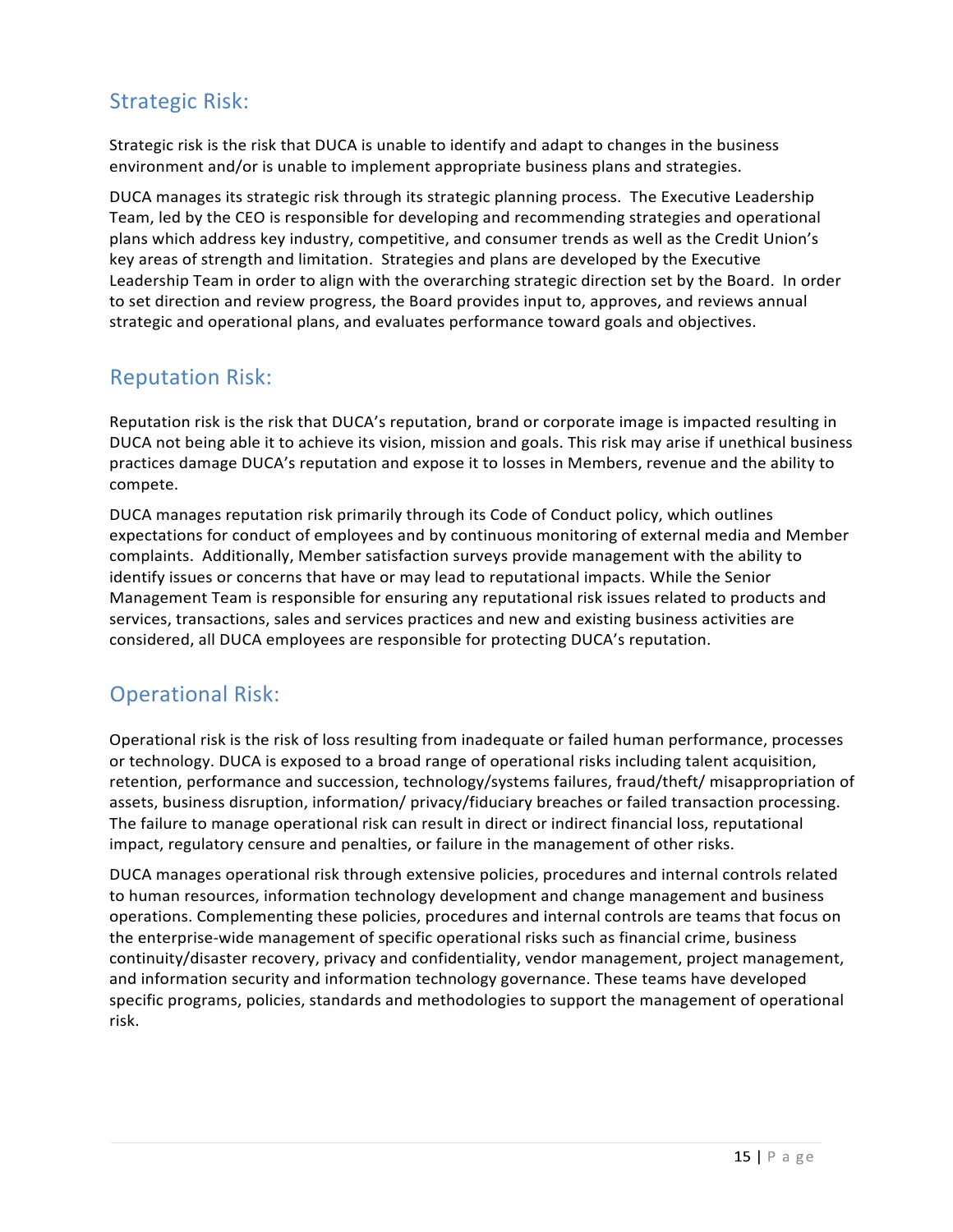## Strategic Risk:

Strategic risk is the risk that DUCA is unable to identify and adapt to changes in the business environment and/or is unable to implement appropriate business plans and strategies.

DUCA manages its strategic risk through its strategic planning process. The Executive Leadership Team, led by the CEO is responsible for developing and recommending strategies and operational plans which address key industry, competitive, and consumer trends as well as the Credit Union's key areas of strength and limitation. Strategies and plans are developed by the Executive Leadership Team in order to align with the overarching strategic direction set by the Board. In order to set direction and review progress, the Board provides input to, approves, and reviews annual strategic and operational plans, and evaluates performance toward goals and objectives.

## Reputation Risk:

Reputation risk is the risk that DUCA's reputation, brand or corporate image is impacted resulting in DUCA not being able it to achieve its vision, mission and goals. This risk may arise if unethical business practices damage DUCA's reputation and expose it to losses in Members, revenue and the ability to compete.

DUCA manages reputation risk primarily through its Code of Conduct policy, which outlines expectations for conduct of employees and by continuous monitoring of external media and Member complaints. Additionally, Member satisfaction surveys provide management with the ability to identify issues or concerns that have or may lead to reputational impacts. While the Senior Management Team is responsible for ensuring any reputational risk issues related to products and services, transactions, sales and services practices and new and existing business activities are considered, all DUCA employees are responsible for protecting DUCA's reputation.

## Operational Risk:

Operational risk is the risk of loss resulting from inadequate or failed human performance, processes or technology. DUCA is exposed to a broad range of operational risks including talent acquisition, retention, performance and succession, technology/systems failures, fraud/theft/ misappropriation of assets, business disruption, information/ privacy/fiduciary breaches or failed transaction processing. The failure to manage operational risk can result in direct or indirect financial loss, reputational impact, regulatory censure and penalties, or failure in the management of other risks.

DUCA manages operational risk through extensive policies, procedures and internal controls related to human resources, information technology development and change management and business operations. Complementing these policies, procedures and internal controls are teams that focus on the enterprise-wide management of specific operational risks such as financial crime, business continuity/disaster recovery, privacy and confidentiality, vendor management, project management, and information security and information technology governance. These teams have developed specific programs, policies, standards and methodologies to support the management of operational risk.